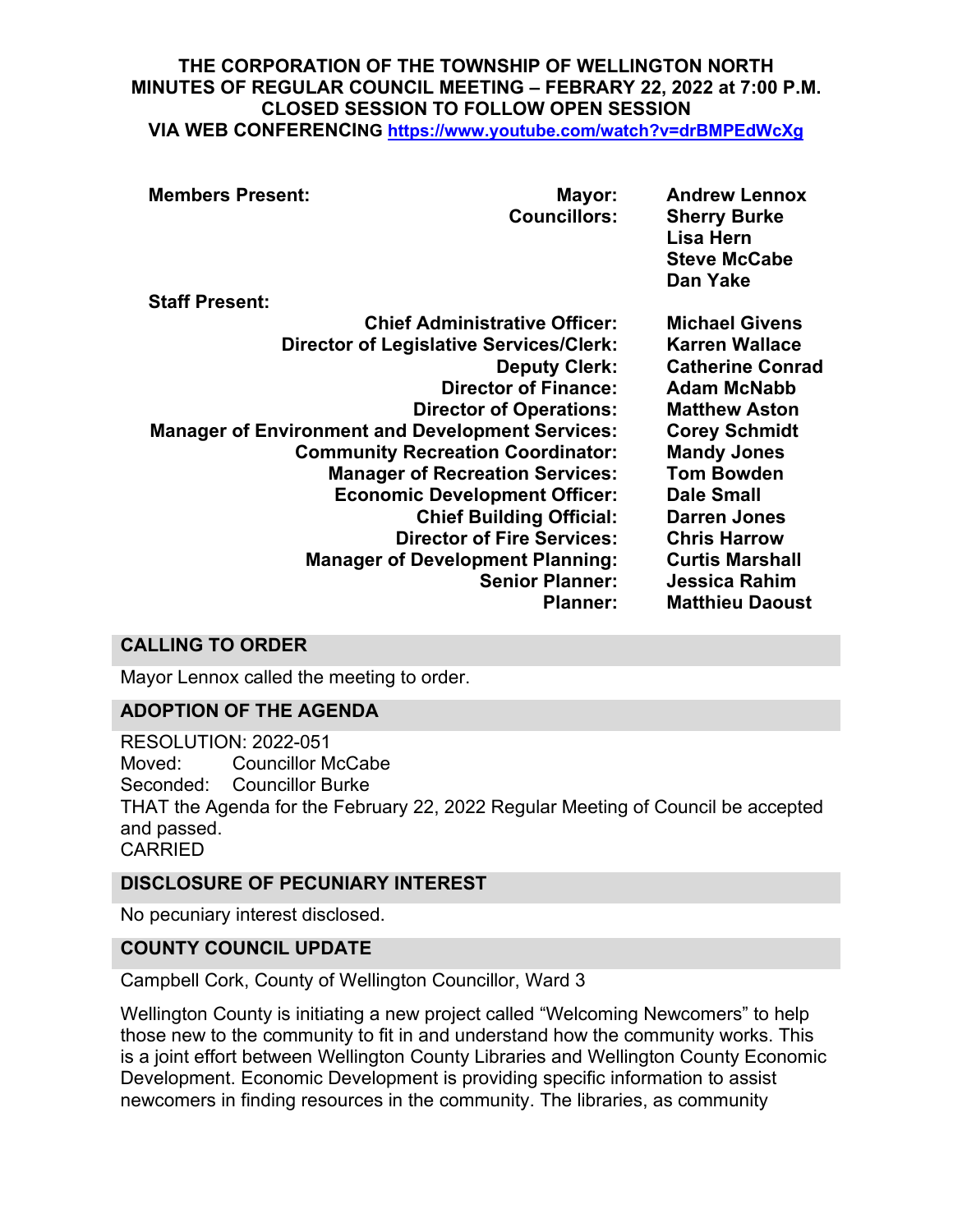**THE CORPORATION OF THE TOWNSHIP OF WELLINGTON NORTH**
**MINUTES OF REGULAR COUNCIL MEETING – FEBRARY 22, 2022 at 7:00 P.M.**
**CLOSED SESSION TO FOLLOW OPEN SESSION**
**VIA WEB CONFERENCING** https://www.youtube.com/watch?v=drBMPEdWcXg

| **Members Present:** | | |
|---|---|---|
| | **Mayor:** | **Andrew Lennox** |
| | **Councillors:** | **Sherry Burke** |
| | | **Lisa Hern** |
| | | **Steve McCabe** |
| | | **Dan Yake** |
| **Staff Present:** | | |
| | **Chief Administrative Officer:** | **Michael Givens** |
| | **Director of Legislative Services/Clerk:** | **Karren Wallace** |
| | **Deputy Clerk:** | **Catherine Conrad** |
| | **Director of Finance:** | **Adam McNabb** |
| | **Director of Operations:** | **Matthew Aston** |
| | **Manager of Environment and Development Services:** | **Corey Schmidt** |
| | **Community Recreation Coordinator:** | **Mandy Jones** |
| | **Manager of Recreation Services:** | **Tom Bowden** |
| | **Economic Development Officer:** | **Dale Small** |
| | **Chief Building Official:** | **Darren Jones** |
| | **Director of Fire Services:** | **Chris Harrow** |
| | **Manager of Development Planning:** | **Curtis Marshall** |
| | **Senior Planner:** | **Jessica Rahim** |
| | **Planner:** | **Matthieu Daoust** |

## CALLING TO ORDER

Mayor Lennox called the meeting to order.

## ADOPTION OF THE AGENDA

RESOLUTION: 2022-051
Moved: Councillor McCabe
Seconded: Councillor Burke
THAT the Agenda for the February 22, 2022 Regular Meeting of Council be accepted and passed.
CARRIED

## DISCLOSURE OF PECUNIARY INTEREST

No pecuniary interest disclosed.

## COUNTY COUNCIL UPDATE

Campbell Cork, County of Wellington Councillor, Ward 3

Wellington County is initiating a new project called "Welcoming Newcomers" to help those new to the community to fit in and understand how the community works. This is a joint effort between Wellington County Libraries and Wellington County Economic Development. Economic Development is providing specific information to assist newcomers in finding resources in the community. The libraries, as community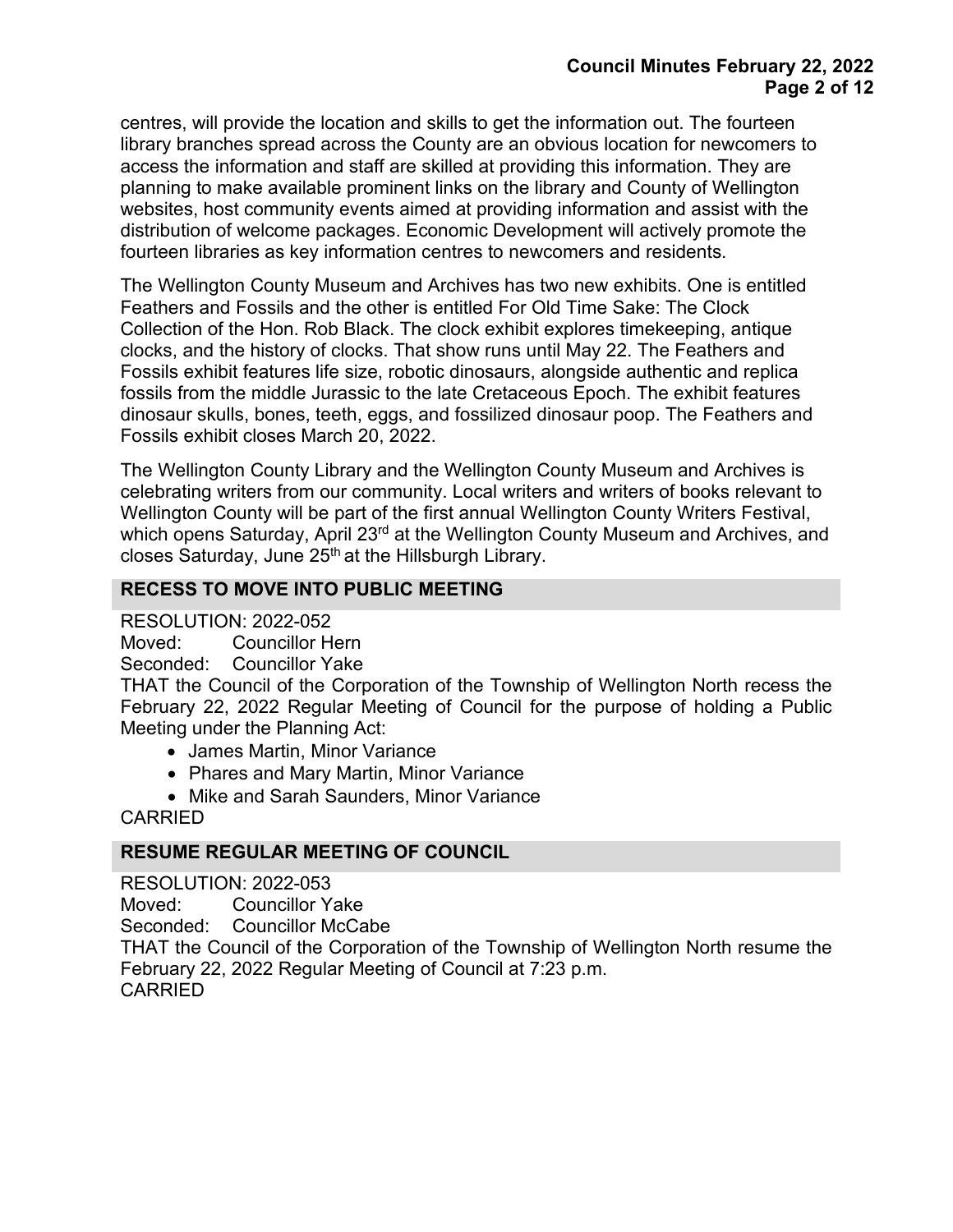centres, will provide the location and skills to get the information out. The fourteen library branches spread across the County are an obvious location for newcomers to access the information and staff are skilled at providing this information. They are planning to make available prominent links on the library and County of Wellington websites, host community events aimed at providing information and assist with the distribution of welcome packages. Economic Development will actively promote the fourteen libraries as key information centres to newcomers and residents.

The Wellington County Museum and Archives has two new exhibits. One is entitled Feathers and Fossils and the other is entitled For Old Time Sake: The Clock Collection of the Hon. Rob Black. The clock exhibit explores timekeeping, antique clocks, and the history of clocks. That show runs until May 22. The Feathers and Fossils exhibit features life size, robotic dinosaurs, alongside authentic and replica fossils from the middle Jurassic to the late Cretaceous Epoch. The exhibit features dinosaur skulls, bones, teeth, eggs, and fossilized dinosaur poop. The Feathers and Fossils exhibit closes March 20, 2022.

The Wellington County Library and the Wellington County Museum and Archives is celebrating writers from our community. Local writers and writers of books relevant to Wellington County will be part of the first annual Wellington County Writers Festival, which opens Saturday, April 23rd at the Wellington County Museum and Archives, and closes Saturday, June 25th at the Hillsburgh Library.

## RECESS TO MOVE INTO PUBLIC MEETING

RESOLUTION: 2022-052
Moved: Councillor Hern
Seconded: Councillor Yake
THAT the Council of the Corporation of the Township of Wellington North recess the February 22, 2022 Regular Meeting of Council for the purpose of holding a Public Meeting under the Planning Act:

- James Martin, Minor Variance
- Phares and Mary Martin, Minor Variance
- Mike and Sarah Saunders, Minor Variance

CARRIED

## RESUME REGULAR MEETING OF COUNCIL

RESOLUTION: 2022-053
Moved: Councillor Yake
Seconded: Councillor McCabe
THAT the Council of the Corporation of the Township of Wellington North resume the February 22, 2022 Regular Meeting of Council at 7:23 p.m.
CARRIED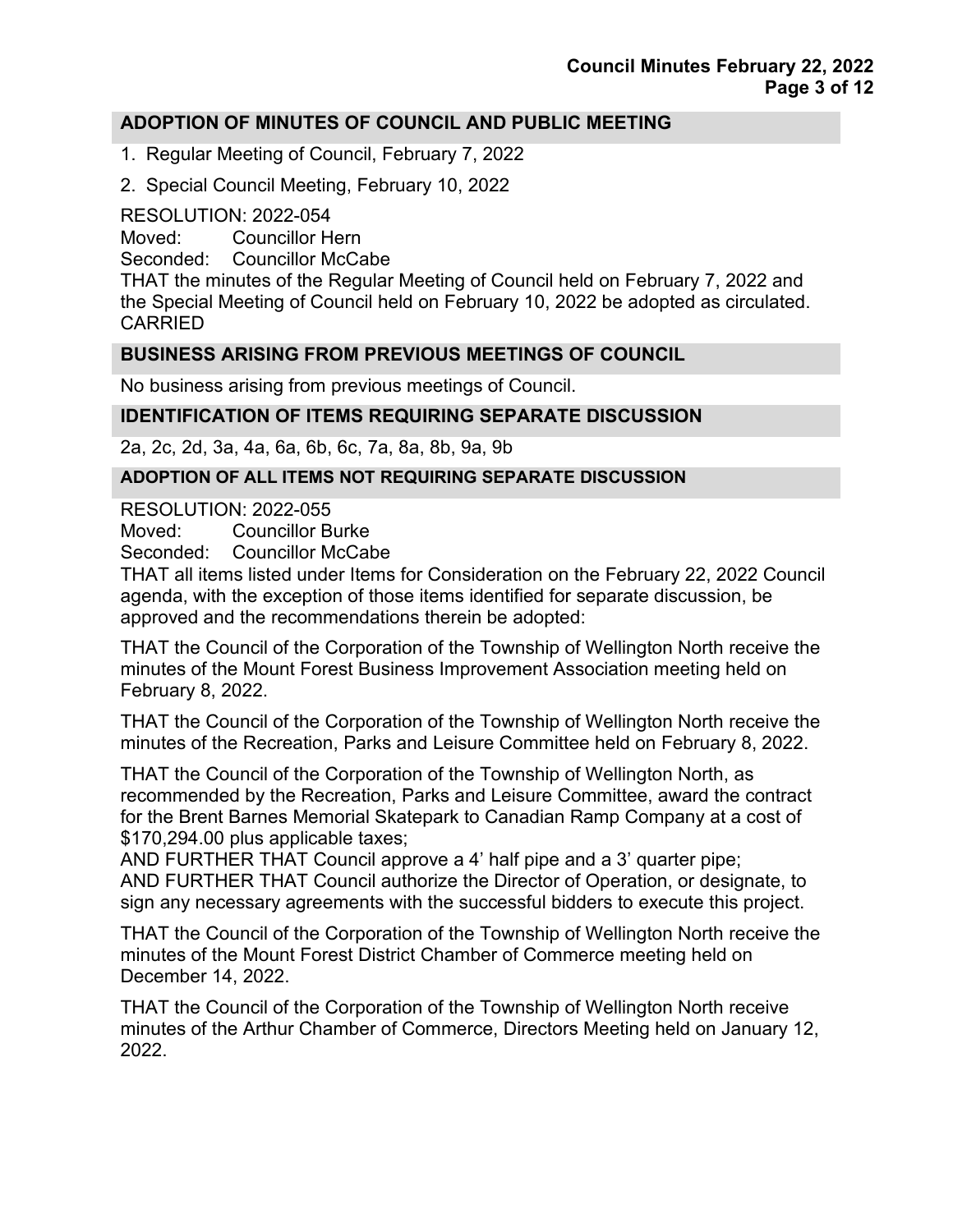## ADOPTION OF MINUTES OF COUNCIL AND PUBLIC MEETING

1. Regular Meeting of Council, February 7, 2022
2. Special Council Meeting, February 10, 2022

RESOLUTION: 2022-054
Moved: Councillor Hern
Seconded: Councillor McCabe
THAT the minutes of the Regular Meeting of Council held on February 7, 2022 and the Special Meeting of Council held on February 10, 2022 be adopted as circulated.
CARRIED

## BUSINESS ARISING FROM PREVIOUS MEETINGS OF COUNCIL

No business arising from previous meetings of Council.

## IDENTIFICATION OF ITEMS REQUIRING SEPARATE DISCUSSION

2a, 2c, 2d, 3a, 4a, 6a, 6b, 6c, 7a, 8a, 8b, 9a, 9b

## ADOPTION OF ALL ITEMS NOT REQUIRING SEPARATE DISCUSSION

RESOLUTION: 2022-055
Moved: Councillor Burke
Seconded: Councillor McCabe
THAT all items listed under Items for Consideration on the February 22, 2022 Council agenda, with the exception of those items identified for separate discussion, be approved and the recommendations therein be adopted:

THAT the Council of the Corporation of the Township of Wellington North receive the minutes of the Mount Forest Business Improvement Association meeting held on February 8, 2022.

THAT the Council of the Corporation of the Township of Wellington North receive the minutes of the Recreation, Parks and Leisure Committee held on February 8, 2022.

THAT the Council of the Corporation of the Township of Wellington North, as recommended by the Recreation, Parks and Leisure Committee, award the contract for the Brent Barnes Memorial Skatepark to Canadian Ramp Company at a cost of $170,294.00 plus applicable taxes;
AND FURTHER THAT Council approve a 4' half pipe and a 3' quarter pipe;
AND FURTHER THAT Council authorize the Director of Operation, or designate, to sign any necessary agreements with the successful bidders to execute this project.

THAT the Council of the Corporation of the Township of Wellington North receive the minutes of the Mount Forest District Chamber of Commerce meeting held on December 14, 2022.

THAT the Council of the Corporation of the Township of Wellington North receive minutes of the Arthur Chamber of Commerce, Directors Meeting held on January 12, 2022.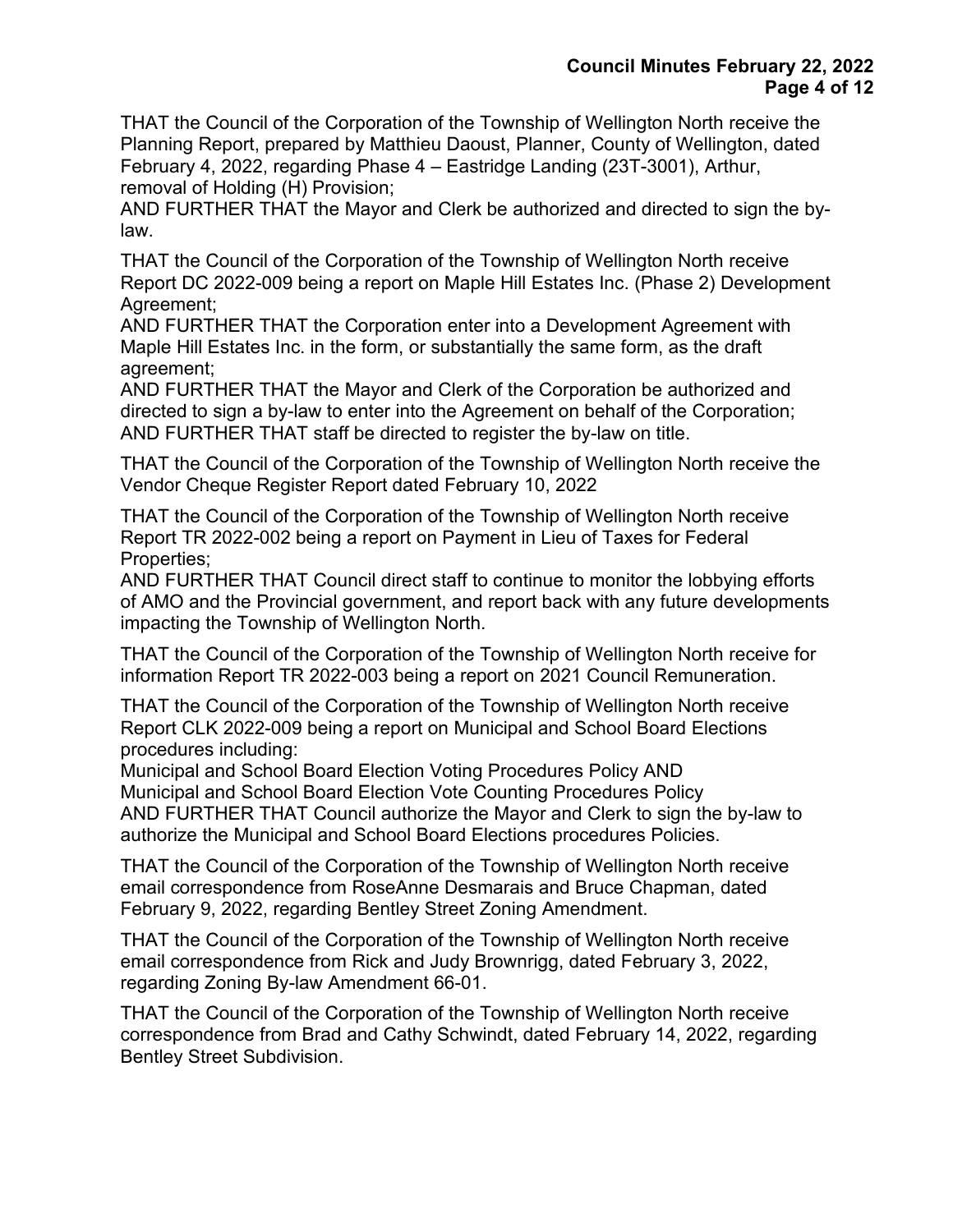THAT the Council of the Corporation of the Township of Wellington North receive the Planning Report, prepared by Matthieu Daoust, Planner, County of Wellington, dated February 4, 2022, regarding Phase 4 – Eastridge Landing (23T-3001), Arthur, removal of Holding (H) Provision;
AND FURTHER THAT the Mayor and Clerk be authorized and directed to sign the by-law.

THAT the Council of the Corporation of the Township of Wellington North receive Report DC 2022-009 being a report on Maple Hill Estates Inc. (Phase 2) Development Agreement;
AND FURTHER THAT the Corporation enter into a Development Agreement with Maple Hill Estates Inc. in the form, or substantially the same form, as the draft agreement;
AND FURTHER THAT the Mayor and Clerk of the Corporation be authorized and directed to sign a by-law to enter into the Agreement on behalf of the Corporation;
AND FURTHER THAT staff be directed to register the by-law on title.

THAT the Council of the Corporation of the Township of Wellington North receive the Vendor Cheque Register Report dated February 10, 2022

THAT the Council of the Corporation of the Township of Wellington North receive Report TR 2022-002 being a report on Payment in Lieu of Taxes for Federal Properties;
AND FURTHER THAT Council direct staff to continue to monitor the lobbying efforts of AMO and the Provincial government, and report back with any future developments impacting the Township of Wellington North.

THAT the Council of the Corporation of the Township of Wellington North receive for information Report TR 2022-003 being a report on 2021 Council Remuneration.

THAT the Council of the Corporation of the Township of Wellington North receive Report CLK 2022-009 being a report on Municipal and School Board Elections procedures including:
Municipal and School Board Election Voting Procedures Policy AND
Municipal and School Board Election Vote Counting Procedures Policy
AND FURTHER THAT Council authorize the Mayor and Clerk to sign the by-law to authorize the Municipal and School Board Elections procedures Policies.

THAT the Council of the Corporation of the Township of Wellington North receive email correspondence from RoseAnne Desmarais and Bruce Chapman, dated February 9, 2022, regarding Bentley Street Zoning Amendment.

THAT the Council of the Corporation of the Township of Wellington North receive email correspondence from Rick and Judy Brownrigg, dated February 3, 2022, regarding Zoning By-law Amendment 66-01.

THAT the Council of the Corporation of the Township of Wellington North receive correspondence from Brad and Cathy Schwindt, dated February 14, 2022, regarding Bentley Street Subdivision.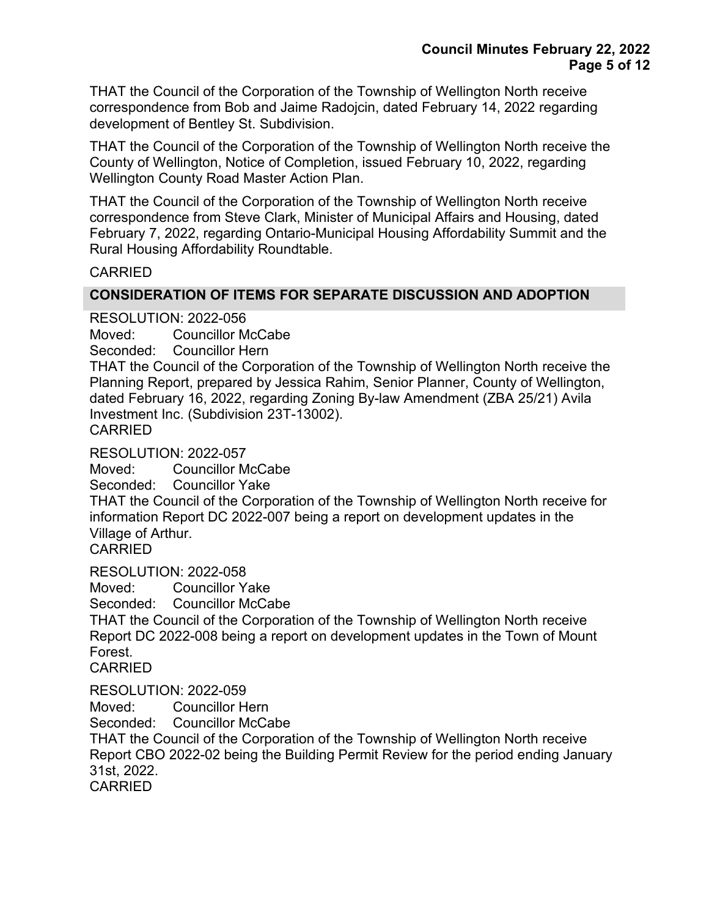THAT the Council of the Corporation of the Township of Wellington North receive correspondence from Bob and Jaime Radojcin, dated February 14, 2022 regarding development of Bentley St. Subdivision.

THAT the Council of the Corporation of the Township of Wellington North receive the County of Wellington, Notice of Completion, issued February 10, 2022, regarding Wellington County Road Master Action Plan.

THAT the Council of the Corporation of the Township of Wellington North receive correspondence from Steve Clark, Minister of Municipal Affairs and Housing, dated February 7, 2022, regarding Ontario-Municipal Housing Affordability Summit and the Rural Housing Affordability Roundtable.

CARRIED

## CONSIDERATION OF ITEMS FOR SEPARATE DISCUSSION AND ADOPTION

RESOLUTION: 2022-056
Moved: Councillor McCabe
Seconded: Councillor Hern
THAT the Council of the Corporation of the Township of Wellington North receive the Planning Report, prepared by Jessica Rahim, Senior Planner, County of Wellington, dated February 16, 2022, regarding Zoning By-law Amendment (ZBA 25/21) Avila Investment Inc. (Subdivision 23T-13002).
CARRIED

RESOLUTION: 2022-057
Moved: Councillor McCabe
Seconded: Councillor Yake
THAT the Council of the Corporation of the Township of Wellington North receive for information Report DC 2022-007 being a report on development updates in the Village of Arthur.
CARRIED

RESOLUTION: 2022-058
Moved: Councillor Yake
Seconded: Councillor McCabe
THAT the Council of the Corporation of the Township of Wellington North receive Report DC 2022-008 being a report on development updates in the Town of Mount Forest.
CARRIED

RESOLUTION: 2022-059
Moved: Councillor Hern
Seconded: Councillor McCabe
THAT the Council of the Corporation of the Township of Wellington North receive Report CBO 2022-02 being the Building Permit Review for the period ending January 31st, 2022.
CARRIED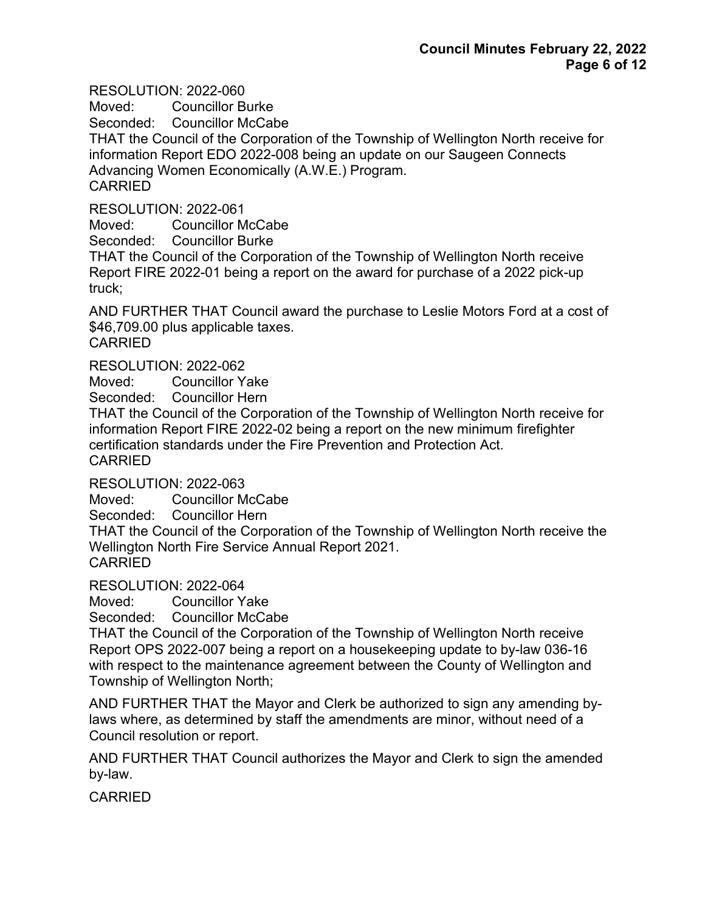RESOLUTION: 2022-060
Moved: Councillor Burke
Seconded: Councillor McCabe
THAT the Council of the Corporation of the Township of Wellington North receive for information Report EDO 2022-008 being an update on our Saugeen Connects Advancing Women Economically (A.W.E.) Program.
CARRIED

RESOLUTION: 2022-061
Moved: Councillor McCabe
Seconded: Councillor Burke
THAT the Council of the Corporation of the Township of Wellington North receive Report FIRE 2022-01 being a report on the award for purchase of a 2022 pick-up truck;

AND FURTHER THAT Council award the purchase to Leslie Motors Ford at a cost of $46,709.00 plus applicable taxes.
CARRIED

RESOLUTION: 2022-062
Moved: Councillor Yake
Seconded: Councillor Hern
THAT the Council of the Corporation of the Township of Wellington North receive for information Report FIRE 2022-02 being a report on the new minimum firefighter certification standards under the Fire Prevention and Protection Act.
CARRIED

RESOLUTION: 2022-063
Moved: Councillor McCabe
Seconded: Councillor Hern
THAT the Council of the Corporation of the Township of Wellington North receive the Wellington North Fire Service Annual Report 2021.
CARRIED

RESOLUTION: 2022-064
Moved: Councillor Yake
Seconded: Councillor McCabe
THAT the Council of the Corporation of the Township of Wellington North receive Report OPS 2022-007 being a report on a housekeeping update to by-law 036-16 with respect to the maintenance agreement between the County of Wellington and Township of Wellington North;

AND FURTHER THAT the Mayor and Clerk be authorized to sign any amending by-laws where, as determined by staff the amendments are minor, without need of a Council resolution or report.

AND FURTHER THAT Council authorizes the Mayor and Clerk to sign the amended by-law.

CARRIED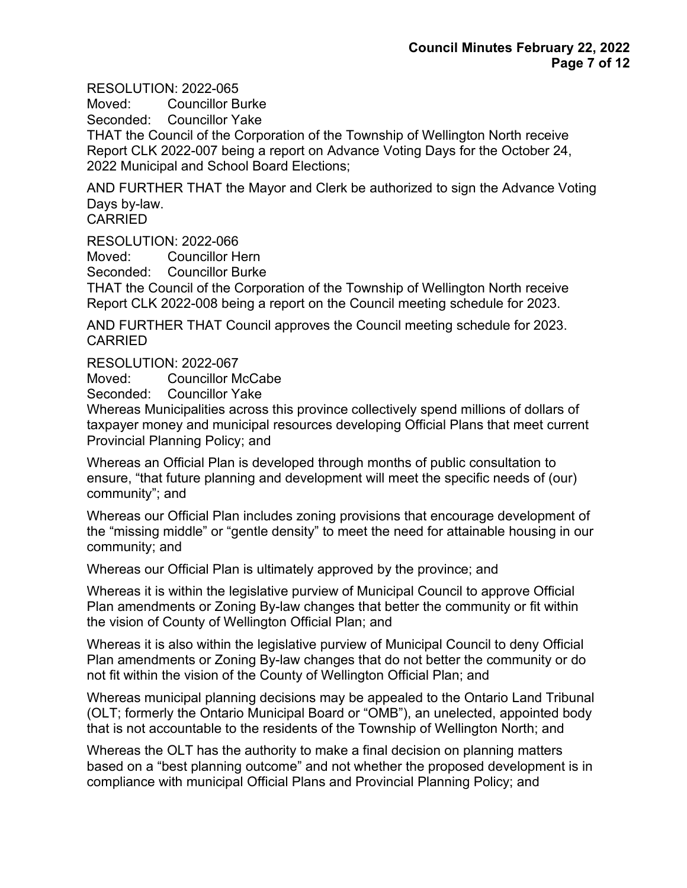RESOLUTION: 2022-065
Moved: Councillor Burke
Seconded: Councillor Yake
THAT the Council of the Corporation of the Township of Wellington North receive Report CLK 2022-007 being a report on Advance Voting Days for the October 24, 2022 Municipal and School Board Elections;

AND FURTHER THAT the Mayor and Clerk be authorized to sign the Advance Voting Days by-law.
CARRIED

RESOLUTION: 2022-066
Moved: Councillor Hern
Seconded: Councillor Burke
THAT the Council of the Corporation of the Township of Wellington North receive Report CLK 2022-008 being a report on the Council meeting schedule for 2023.

AND FURTHER THAT Council approves the Council meeting schedule for 2023.
CARRIED

RESOLUTION: 2022-067
Moved: Councillor McCabe
Seconded: Councillor Yake
Whereas Municipalities across this province collectively spend millions of dollars of taxpayer money and municipal resources developing Official Plans that meet current Provincial Planning Policy; and

Whereas an Official Plan is developed through months of public consultation to ensure, "that future planning and development will meet the specific needs of (our) community"; and

Whereas our Official Plan includes zoning provisions that encourage development of the "missing middle" or "gentle density" to meet the need for attainable housing in our community; and

Whereas our Official Plan is ultimately approved by the province; and

Whereas it is within the legislative purview of Municipal Council to approve Official Plan amendments or Zoning By-law changes that better the community or fit within the vision of County of Wellington Official Plan; and

Whereas it is also within the legislative purview of Municipal Council to deny Official Plan amendments or Zoning By-law changes that do not better the community or do not fit within the vision of the County of Wellington Official Plan; and

Whereas municipal planning decisions may be appealed to the Ontario Land Tribunal (OLT; formerly the Ontario Municipal Board or "OMB"), an unelected, appointed body that is not accountable to the residents of the Township of Wellington North; and

Whereas the OLT has the authority to make a final decision on planning matters based on a "best planning outcome" and not whether the proposed development is in compliance with municipal Official Plans and Provincial Planning Policy; and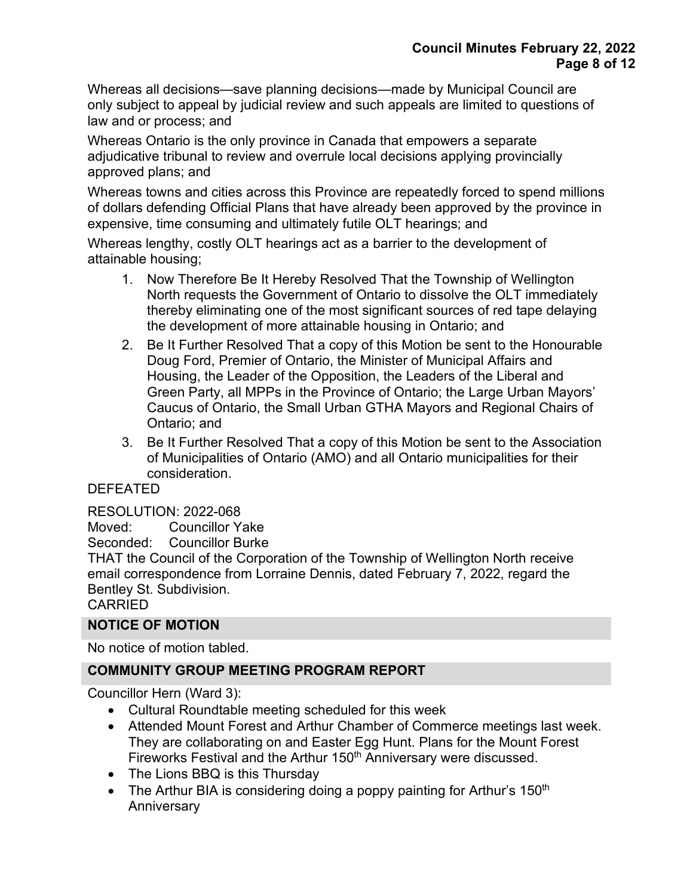Whereas all decisions—save planning decisions—made by Municipal Council are only subject to appeal by judicial review and such appeals are limited to questions of law and or process; and

Whereas Ontario is the only province in Canada that empowers a separate adjudicative tribunal to review and overrule local decisions applying provincially approved plans; and

Whereas towns and cities across this Province are repeatedly forced to spend millions of dollars defending Official Plans that have already been approved by the province in expensive, time consuming and ultimately futile OLT hearings; and

Whereas lengthy, costly OLT hearings act as a barrier to the development of attainable housing;

1. Now Therefore Be It Hereby Resolved That the Township of Wellington North requests the Government of Ontario to dissolve the OLT immediately thereby eliminating one of the most significant sources of red tape delaying the development of more attainable housing in Ontario; and
2. Be It Further Resolved That a copy of this Motion be sent to the Honourable Doug Ford, Premier of Ontario, the Minister of Municipal Affairs and Housing, the Leader of the Opposition, the Leaders of the Liberal and Green Party, all MPPs in the Province of Ontario; the Large Urban Mayors' Caucus of Ontario, the Small Urban GTHA Mayors and Regional Chairs of Ontario; and
3. Be It Further Resolved That a copy of this Motion be sent to the Association of Municipalities of Ontario (AMO) and all Ontario municipalities for their consideration.

DEFEATED

RESOLUTION: 2022-068
Moved: Councillor Yake
Seconded: Councillor Burke
THAT the Council of the Corporation of the Township of Wellington North receive email correspondence from Lorraine Dennis, dated February 7, 2022, regard the Bentley St. Subdivision.
CARRIED

## NOTICE OF MOTION

No notice of motion tabled.

## COMMUNITY GROUP MEETING PROGRAM REPORT

Councillor Hern (Ward 3):

- Cultural Roundtable meeting scheduled for this week
- Attended Mount Forest and Arthur Chamber of Commerce meetings last week. They are collaborating on and Easter Egg Hunt. Plans for the Mount Forest Fireworks Festival and the Arthur 150th Anniversary were discussed.
- The Lions BBQ is this Thursday
- The Arthur BIA is considering doing a poppy painting for Arthur's 150th Anniversary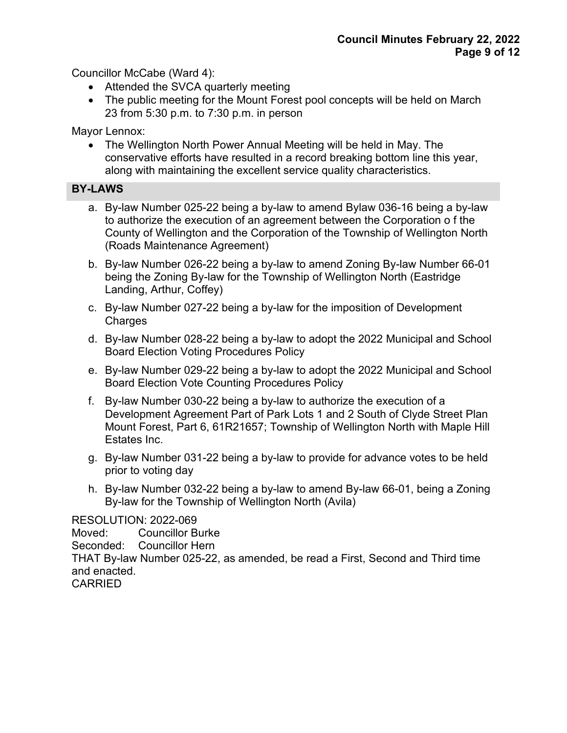Councillor McCabe (Ward 4):

- Attended the SVCA quarterly meeting
- The public meeting for the Mount Forest pool concepts will be held on March 23 from 5:30 p.m. to 7:30 p.m. in person

Mayor Lennox:

- The Wellington North Power Annual Meeting will be held in May. The conservative efforts have resulted in a record breaking bottom line this year, along with maintaining the excellent service quality characteristics.

## BY-LAWS

a. By-law Number 025-22 being a by-law to amend Bylaw 036-16 being a by-law to authorize the execution of an agreement between the Corporation o f the County of Wellington and the Corporation of the Township of Wellington North (Roads Maintenance Agreement)

b. By-law Number 026-22 being a by-law to amend Zoning By-law Number 66-01 being the Zoning By-law for the Township of Wellington North (Eastridge Landing, Arthur, Coffey)

c. By-law Number 027-22 being a by-law for the imposition of Development Charges

d. By-law Number 028-22 being a by-law to adopt the 2022 Municipal and School Board Election Voting Procedures Policy

e. By-law Number 029-22 being a by-law to adopt the 2022 Municipal and School Board Election Vote Counting Procedures Policy

f. By-law Number 030-22 being a by-law to authorize the execution of a Development Agreement Part of Park Lots 1 and 2 South of Clyde Street Plan Mount Forest, Part 6, 61R21657; Township of Wellington North with Maple Hill Estates Inc.

g. By-law Number 031-22 being a by-law to provide for advance votes to be held prior to voting day

h. By-law Number 032-22 being a by-law to amend By-law 66-01, being a Zoning By-law for the Township of Wellington North (Avila)

RESOLUTION: 2022-069
Moved: Councillor Burke
Seconded: Councillor Hern
THAT By-law Number 025-22, as amended, be read a First, Second and Third time and enacted.
CARRIED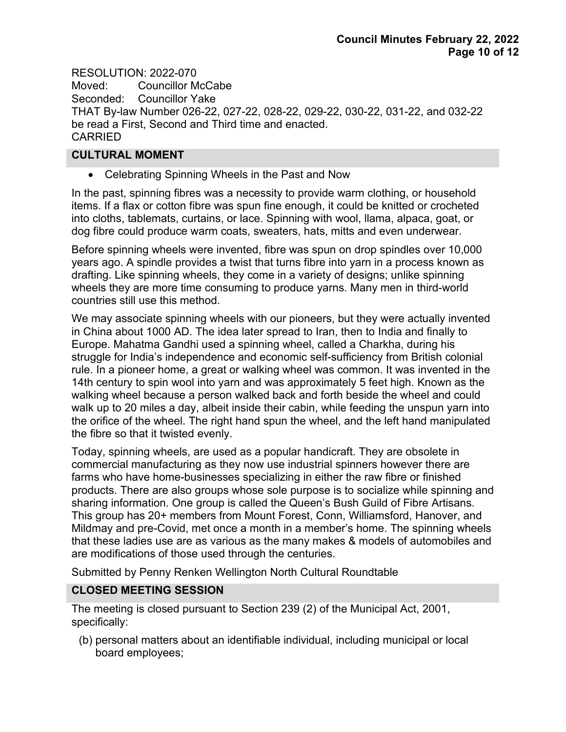RESOLUTION: 2022-070
Moved: Councillor McCabe
Seconded: Councillor Yake
THAT By-law Number 026-22, 027-22, 028-22, 029-22, 030-22, 031-22, and 032-22 be read a First, Second and Third time and enacted.
CARRIED

## CULTURAL MOMENT

- Celebrating Spinning Wheels in the Past and Now

In the past, spinning fibres was a necessity to provide warm clothing, or household items. If a flax or cotton fibre was spun fine enough, it could be knitted or crocheted into cloths, tablemats, curtains, or lace. Spinning with wool, llama, alpaca, goat, or dog fibre could produce warm coats, sweaters, hats, mitts and even underwear.

Before spinning wheels were invented, fibre was spun on drop spindles over 10,000 years ago. A spindle provides a twist that turns fibre into yarn in a process known as drafting. Like spinning wheels, they come in a variety of designs; unlike spinning wheels they are more time consuming to produce yarns. Many men in third-world countries still use this method.

We may associate spinning wheels with our pioneers, but they were actually invented in China about 1000 AD. The idea later spread to Iran, then to India and finally to Europe. Mahatma Gandhi used a spinning wheel, called a Charkha, during his struggle for India's independence and economic self-sufficiency from British colonial rule. In a pioneer home, a great or walking wheel was common. It was invented in the 14th century to spin wool into yarn and was approximately 5 feet high. Known as the walking wheel because a person walked back and forth beside the wheel and could walk up to 20 miles a day, albeit inside their cabin, while feeding the unspun yarn into the orifice of the wheel. The right hand spun the wheel, and the left hand manipulated the fibre so that it twisted evenly.

Today, spinning wheels, are used as a popular handicraft. They are obsolete in commercial manufacturing as they now use industrial spinners however there are farms who have home-businesses specializing in either the raw fibre or finished products. There are also groups whose sole purpose is to socialize while spinning and sharing information. One group is called the Queen's Bush Guild of Fibre Artisans. This group has 20+ members from Mount Forest, Conn, Williamsford, Hanover, and Mildmay and pre-Covid, met once a month in a member's home. The spinning wheels that these ladies use are as various as the many makes & models of automobiles and are modifications of those used through the centuries.

Submitted by Penny Renken Wellington North Cultural Roundtable

## CLOSED MEETING SESSION

The meeting is closed pursuant to Section 239 (2) of the Municipal Act, 2001, specifically:

(b) personal matters about an identifiable individual, including municipal or local board employees;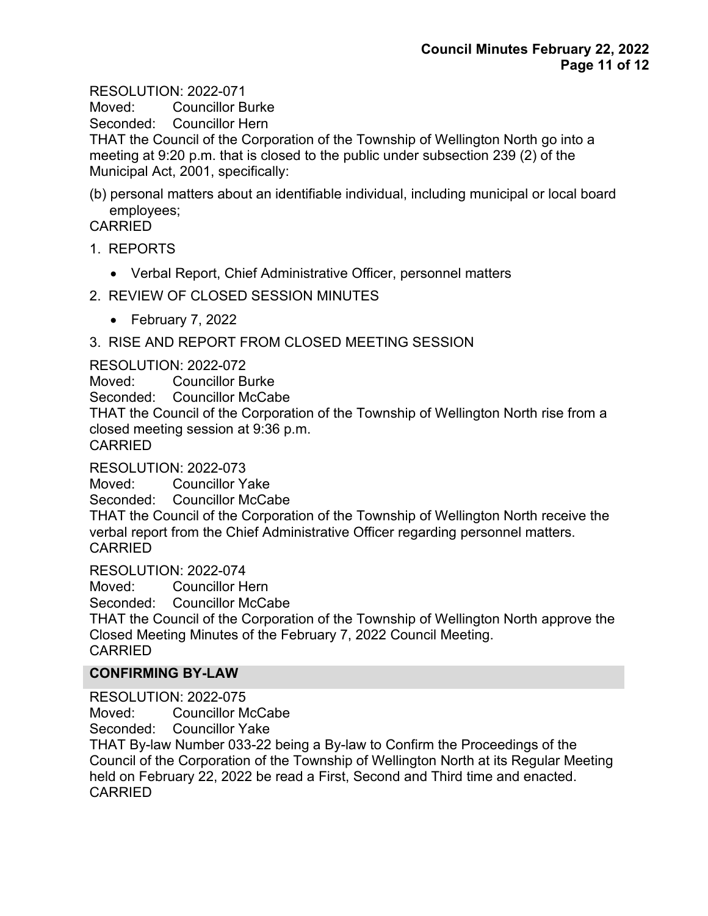RESOLUTION: 2022-071
Moved: Councillor Burke
Seconded: Councillor Hern
THAT the Council of the Corporation of the Township of Wellington North go into a meeting at 9:20 p.m. that is closed to the public under subsection 239 (2) of the Municipal Act, 2001, specifically:

(b) personal matters about an identifiable individual, including municipal or local board employees;

CARRIED

1. REPORTS
    - Verbal Report, Chief Administrative Officer, personnel matters
2. REVIEW OF CLOSED SESSION MINUTES
    - February 7, 2022
3. RISE AND REPORT FROM CLOSED MEETING SESSION

RESOLUTION: 2022-072
Moved: Councillor Burke
Seconded: Councillor McCabe
THAT the Council of the Corporation of the Township of Wellington North rise from a closed meeting session at 9:36 p.m.
CARRIED

RESOLUTION: 2022-073
Moved: Councillor Yake
Seconded: Councillor McCabe
THAT the Council of the Corporation of the Township of Wellington North receive the verbal report from the Chief Administrative Officer regarding personnel matters.
CARRIED

RESOLUTION: 2022-074
Moved: Councillor Hern
Seconded: Councillor McCabe
THAT the Council of the Corporation of the Township of Wellington North approve the Closed Meeting Minutes of the February 7, 2022 Council Meeting.
CARRIED

## CONFIRMING BY-LAW

RESOLUTION: 2022-075
Moved: Councillor McCabe
Seconded: Councillor Yake
THAT By-law Number 033-22 being a By-law to Confirm the Proceedings of the Council of the Corporation of the Township of Wellington North at its Regular Meeting held on February 22, 2022 be read a First, Second and Third time and enacted.
CARRIED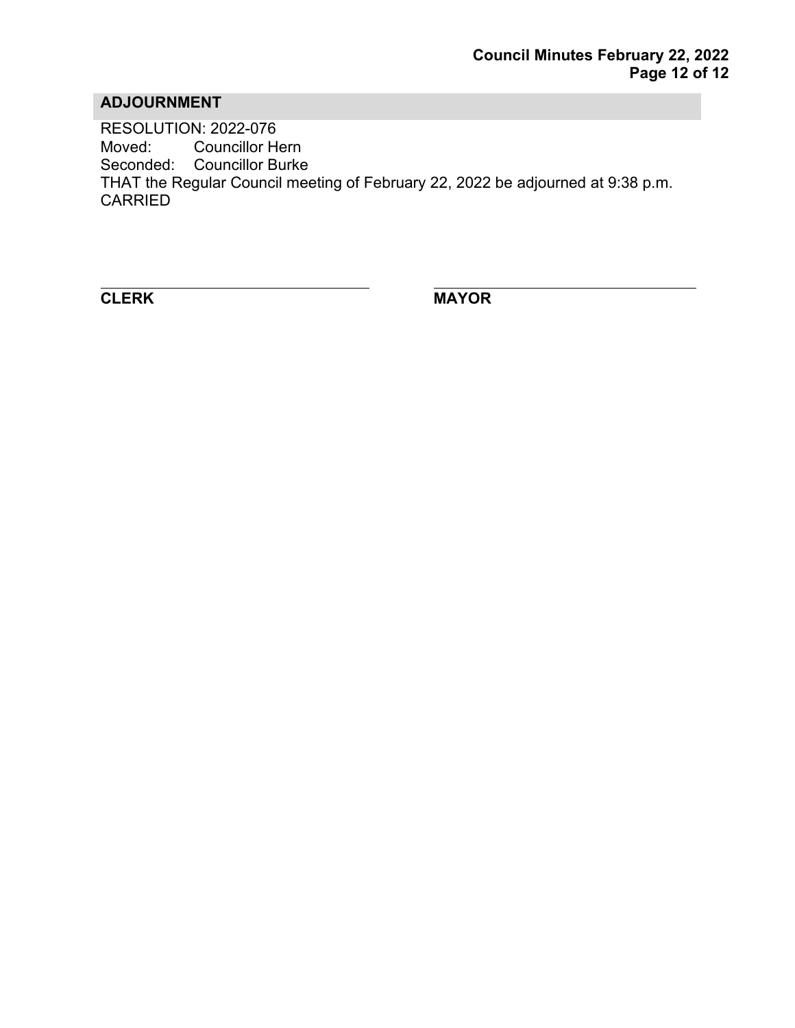## ADJOURNMENT

RESOLUTION: 2022-076
Moved: Councillor Hern
Seconded: Councillor Burke
THAT the Regular Council meeting of February 22, 2022 be adjourned at 9:38 p.m.
CARRIED

**CLERK** **MAYOR**